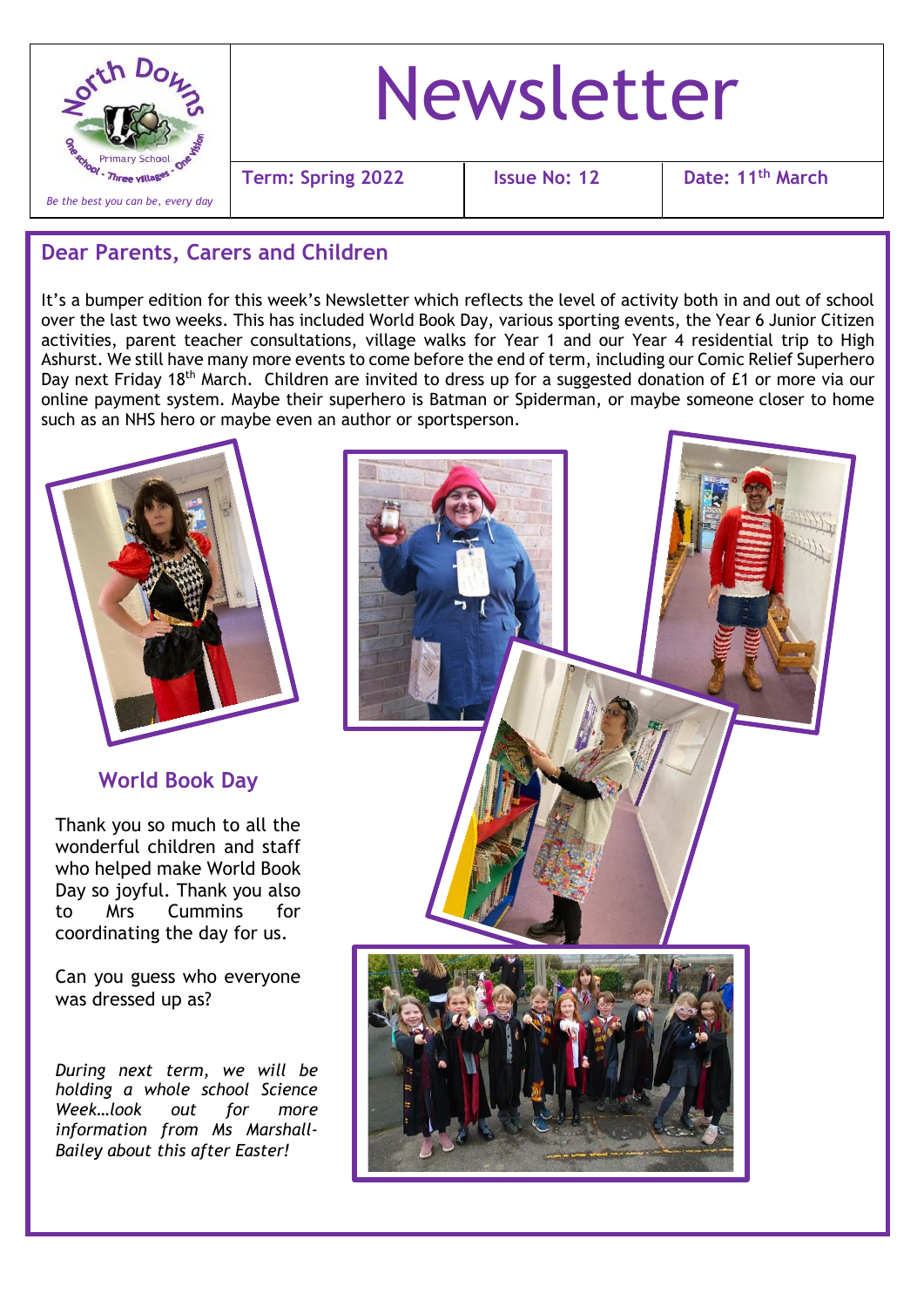North Downs Primary School — One school - Three villages - One vision

*Be the best you can be, every day*

# Newsletter

| Term: Spring 2022 | Issue No: 12 | Date: 11th March |
|---|---|---|

## Dear Parents, Carers and Children

It's a bumper edition for this week's Newsletter which reflects the level of activity both in and out of school over the last two weeks. This has included World Book Day, various sporting events, the Year 6 Junior Citizen activities, parent teacher consultations, village walks for Year 1 and our Year 4 residential trip to High Ashurst. We still have many more events to come before the end of term, including our Comic Relief Superhero Day next Friday 18th March. Children are invited to dress up for a suggested donation of £1 or more via our online payment system. Maybe their superhero is Batman or Spiderman, or maybe someone closer to home such as an NHS hero or maybe even an author or sportsperson.

### World Book Day

Thank you so much to all the wonderful children and staff who helped make World Book Day so joyful. Thank you also to Mrs Cummins for coordinating the day for us.

Can you guess who everyone was dressed up as?

*During next term, we will be holding a whole school Science Week…look out for more information from Ms Marshall-Bailey about this after Easter!*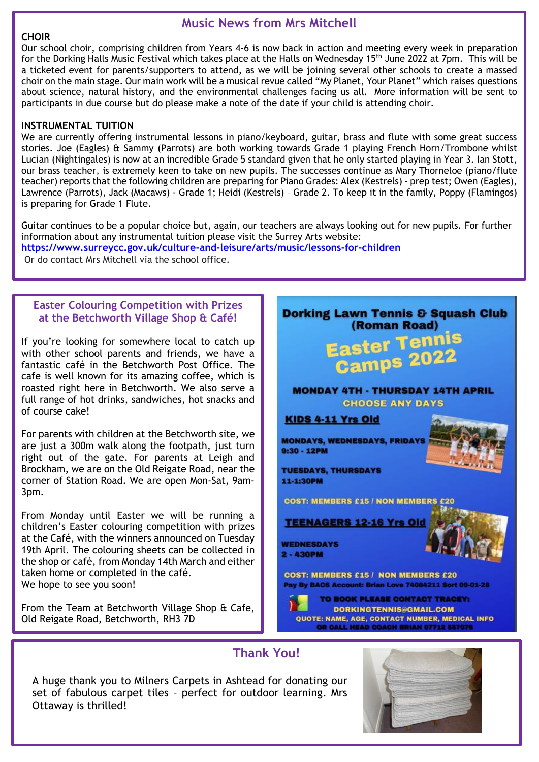## Music News from Mrs Mitchell

**CHOIR**

Our school choir, comprising children from Years 4-6 is now back in action and meeting every week in preparation for the Dorking Halls Music Festival which takes place at the Halls on Wednesday 15th June 2022 at 7pm. This will be a ticketed event for parents/supporters to attend, as we will be joining several other schools to create a massed choir on the main stage. Our main work will be a musical revue called "My Planet, Your Planet" which raises questions about science, natural history, and the environmental challenges facing us all. More information will be sent to participants in due course but do please make a note of the date if your child is attending choir.

**INSTRUMENTAL TUITION**

We are currently offering instrumental lessons in piano/keyboard, guitar, brass and flute with some great success stories. Joe (Eagles) & Sammy (Parrots) are both working towards Grade 1 playing French Horn/Trombone whilst Lucian (Nightingales) is now at an incredible Grade 5 standard given that he only started playing in Year 3. Ian Stott, our brass teacher, is extremely keen to take on new pupils. The successes continue as Mary Thorneloe (piano/flute teacher) reports that the following children are preparing for Piano Grades: Alex (Kestrels) - prep test; Owen (Eagles), Lawrence (Parrots), Jack (Macaws) - Grade 1; Heidi (Kestrels) – Grade 2. To keep it in the family, Poppy (Flamingos) is preparing for Grade 1 Flute.

Guitar continues to be a popular choice but, again, our teachers are always looking out for new pupils. For further information about any instrumental tuition please visit the Surrey Arts website:
https://www.surreycc.gov.uk/culture-and-leisure/arts/music/lessons-for-children
Or do contact Mrs Mitchell via the school office.

## Easter Colouring Competition with Prizes at the Betchworth Village Shop & Café!

If you're looking for somewhere local to catch up with other school parents and friends, we have a fantastic café in the Betchworth Post Office. The cafe is well known for its amazing coffee, which is roasted right here in Betchworth. We also serve a full range of hot drinks, sandwiches, hot snacks and of course cake!

For parents with children at the Betchworth site, we are just a 300m walk along the footpath, just turn right out of the gate. For parents at Leigh and Brockham, we are on the Old Reigate Road, near the corner of Station Road. We are open Mon-Sat, 9am-3pm.

From Monday until Easter we will be running a children's Easter colouring competition with prizes at the Café, with the winners announced on Tuesday 19th April. The colouring sheets can be collected in the shop or café, from Monday 14th March and either taken home or completed in the café.
We hope to see you soon!

From the Team at Betchworth Village Shop & Cafe, Old Reigate Road, Betchworth, RH3 7D

## Dorking Lawn Tennis & Squash Club (Roman Road)

### Easter Tennis Camps 2022

**MONDAY 4TH - THURSDAY 14TH APRIL**

**CHOOSE ANY DAYS**

**KIDS 4-11 Yrs Old**

**MONDAYS, WEDNESDAYS, FRIDAYS**
**9:30 - 12PM**

**TUESDAYS, THURSDAYS**
**11-1:30PM**

**COST: MEMBERS £15 / NON MEMBERS £20**

**TEENAGERS 12-16 Yrs Old**

**WEDNESDAYS**
**2 - 430PM**

**COST: MEMBERS £15 / NON MEMBERS £20**

Pay By BACS Account: Brian Love 74084211 Sort 09-01-28

**TO BOOK PLEASE CONTACT TRACEY:**
**DORKINGTENNIS@GMAIL.COM**
**QUOTE: NAME, AGE, CONTACT NUMBER, MEDICAL INFO**
**OR CALL HEAD COACH BRIAN 07712 557076**

## Thank You!

A huge thank you to Milners Carpets in Ashtead for donating our set of fabulous carpet tiles – perfect for outdoor learning. Mrs Ottaway is thrilled!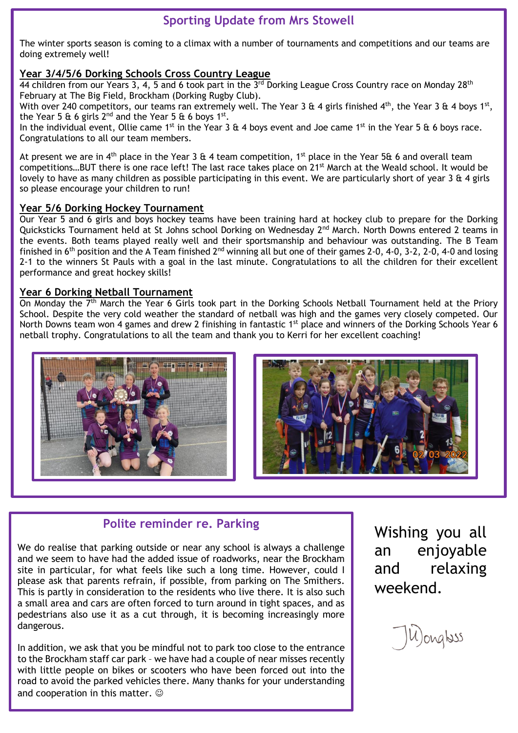## Sporting Update from Mrs Stowell

The winter sports season is coming to a climax with a number of tournaments and competitions and our teams are doing extremely well!

### Year 3/4/5/6 Dorking Schools Cross Country League

44 children from our Years 3, 4, 5 and 6 took part in the 3rd Dorking League Cross Country race on Monday 28th February at The Big Field, Brockham (Dorking Rugby Club).

With over 240 competitors, our teams ran extremely well. The Year 3 & 4 girls finished 4th, the Year 3 & 4 boys 1st, the Year 5 & 6 girls 2nd and the Year 5 & 6 boys 1st.

In the individual event, Ollie came 1st in the Year 3 & 4 boys event and Joe came 1st in the Year 5 & 6 boys race. Congratulations to all our team members.

At present we are in 4th place in the Year 3 & 4 team competition, 1st place in the Year 5& 6 and overall team competitions…BUT there is one race left! The last race takes place on 21st March at the Weald school. It would be lovely to have as many children as possible participating in this event. We are particularly short of year 3 & 4 girls so please encourage your children to run!

### Year 5/6 Dorking Hockey Tournament

Our Year 5 and 6 girls and boys hockey teams have been training hard at hockey club to prepare for the Dorking Quicksticks Tournament held at St Johns school Dorking on Wednesday 2nd March. North Downs entered 2 teams in the events. Both teams played really well and their sportsmanship and behaviour was outstanding. The B Team finished in 6th position and the A Team finished 2nd winning all but one of their games 2-0, 4-0, 3-2, 2-0, 4-0 and losing 2-1 to the winners St Pauls with a goal in the last minute. Congratulations to all the children for their excellent performance and great hockey skills!

### Year 6 Dorking Netball Tournament

On Monday the 7th March the Year 6 Girls took part in the Dorking Schools Netball Tournament held at the Priory School. Despite the very cold weather the standard of netball was high and the games very closely competed. Our North Downs team won 4 games and drew 2 finishing in fantastic 1st place and winners of the Dorking Schools Year 6 netball trophy. Congratulations to all the team and thank you to Kerri for her excellent coaching!

## Polite reminder re. Parking

We do realise that parking outside or near any school is always a challenge and we seem to have had the added issue of roadworks, near the Brockham site in particular, for what feels like such a long time. However, could I please ask that parents refrain, if possible, from parking on The Smithers. This is partly in consideration to the residents who live there. It is also such a small area and cars are often forced to turn around in tight spaces, and as pedestrians also use it as a cut through, it is becoming increasingly more dangerous.

In addition, we ask that you be mindful not to park too close to the entrance to the Brockham staff car park – we have had a couple of near misses recently with little people on bikes or scooters who have been forced out into the road to avoid the parked vehicles there. Many thanks for your understanding and cooperation in this matter. ☺

Wishing you all an enjoyable and relaxing weekend.

J Douglass